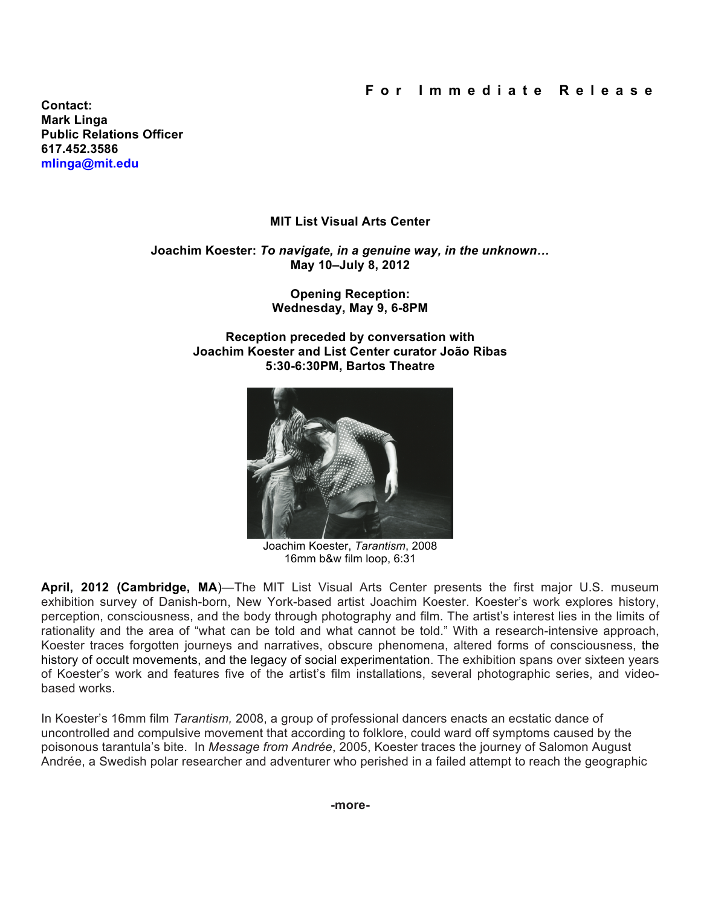**For Immediate Release**

**Contact:**
**Mark Linga**
**Public Relations Officer**
**617.452.3586**
**mlinga@mit.edu**

**MIT List Visual Arts Center**

**Joachim Koester:** ***To navigate, in a genuine way, in the unknown…***
**May 10–July 8, 2012**

**Opening Reception:**
**Wednesday, May 9, 6-8PM**

**Reception preceded by conversation with**
**Joachim Koester and List Center curator João Ribas**
**5:30-6:30PM, Bartos Theatre**

Joachim Koester, *Tarantism*, 2008
16mm b&w film loop, 6:31

**April, 2012 (Cambridge, MA)**—The MIT List Visual Arts Center presents the first major U.S. museum exhibition survey of Danish-born, New York-based artist Joachim Koester. Koester's work explores history, perception, consciousness, and the body through photography and film. The artist's interest lies in the limits of rationality and the area of "what can be told and what cannot be told." With a research-intensive approach, Koester traces forgotten journeys and narratives, obscure phenomena, altered forms of consciousness, the history of occult movements, and the legacy of social experimentation. The exhibition spans over sixteen years of Koester's work and features five of the artist's film installations, several photographic series, and video-based works.

In Koester's 16mm film *Tarantism,* 2008, a group of professional dancers enacts an ecstatic dance of uncontrolled and compulsive movement that according to folklore, could ward off symptoms caused by the poisonous tarantula's bite. In *Message from Andrée*, 2005, Koester traces the journey of Salomon August Andrée, a Swedish polar researcher and adventurer who perished in a failed attempt to reach the geographic

-more-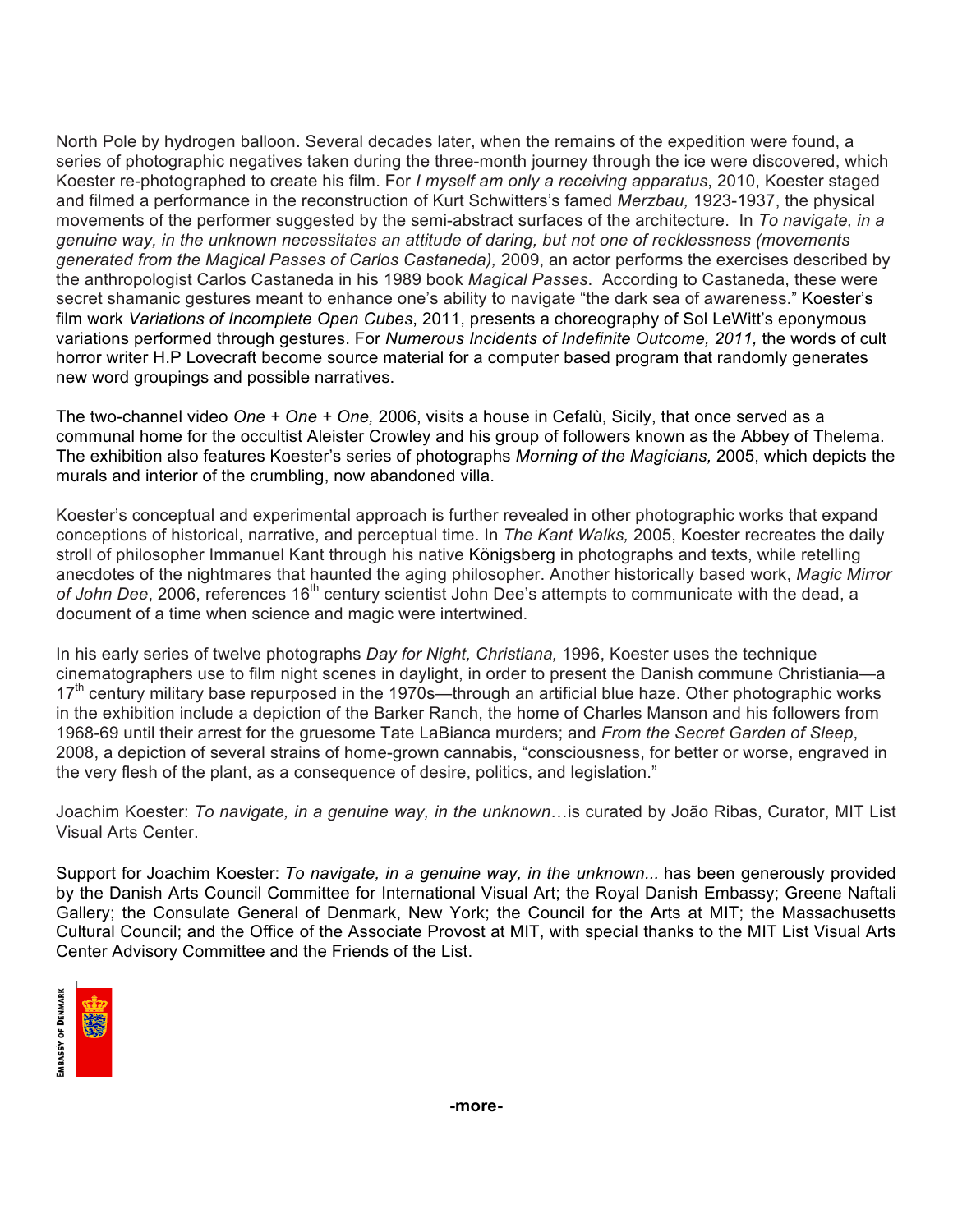North Pole by hydrogen balloon. Several decades later, when the remains of the expedition were found, a series of photographic negatives taken during the three-month journey through the ice were discovered, which Koester re-photographed to create his film. For *I myself am only a receiving apparatus*, 2010, Koester staged and filmed a performance in the reconstruction of Kurt Schwitters's famed *Merzbau,* 1923-1937, the physical movements of the performer suggested by the semi-abstract surfaces of the architecture. In *To navigate, in a genuine way, in the unknown necessitates an attitude of daring, but not one of recklessness (movements generated from the Magical Passes of Carlos Castaneda),* 2009, an actor performs the exercises described by the anthropologist Carlos Castaneda in his 1989 book *Magical Passes*. According to Castaneda, these were secret shamanic gestures meant to enhance one's ability to navigate "the dark sea of awareness." Koester's film work *Variations of Incomplete Open Cubes*, 2011, presents a choreography of Sol LeWitt's eponymous variations performed through gestures. For *Numerous Incidents of Indefinite Outcome, 2011,* the words of cult horror writer H.P Lovecraft become source material for a computer based program that randomly generates new word groupings and possible narratives.

The two-channel video *One + One + One,* 2006, visits a house in Cefalù, Sicily, that once served as a communal home for the occultist Aleister Crowley and his group of followers known as the Abbey of Thelema. The exhibition also features Koester's series of photographs *Morning of the Magicians,* 2005, which depicts the murals and interior of the crumbling, now abandoned villa.

Koester's conceptual and experimental approach is further revealed in other photographic works that expand conceptions of historical, narrative, and perceptual time. In *The Kant Walks,* 2005, Koester recreates the daily stroll of philosopher Immanuel Kant through his native Königsberg in photographs and texts, while retelling anecdotes of the nightmares that haunted the aging philosopher. Another historically based work, *Magic Mirror of John Dee*, 2006, references 16th century scientist John Dee's attempts to communicate with the dead, a document of a time when science and magic were intertwined.

In his early series of twelve photographs *Day for Night, Christiana,* 1996, Koester uses the technique cinematographers use to film night scenes in daylight, in order to present the Danish commune Christiania—a 17th century military base repurposed in the 1970s—through an artificial blue haze. Other photographic works in the exhibition include a depiction of the Barker Ranch, the home of Charles Manson and his followers from 1968-69 until their arrest for the gruesome Tate LaBianca murders; and *From the Secret Garden of Sleep*, 2008, a depiction of several strains of home-grown cannabis, "consciousness, for better or worse, engraved in the very flesh of the plant, as a consequence of desire, politics, and legislation."

Joachim Koester: *To navigate, in a genuine way, in the unknown*…is curated by João Ribas, Curator, MIT List Visual Arts Center.

Support for Joachim Koester: *To navigate, in a genuine way, in the unknown...* has been generously provided by the Danish Arts Council Committee for International Visual Art; the Royal Danish Embassy; Greene Naftali Gallery; the Consulate General of Denmark, New York; the Council for the Arts at MIT; the Massachusetts Cultural Council; and the Office of the Associate Provost at MIT, with special thanks to the MIT List Visual Arts Center Advisory Committee and the Friends of the List.

EMBASSY OF DENMARK

**-more-**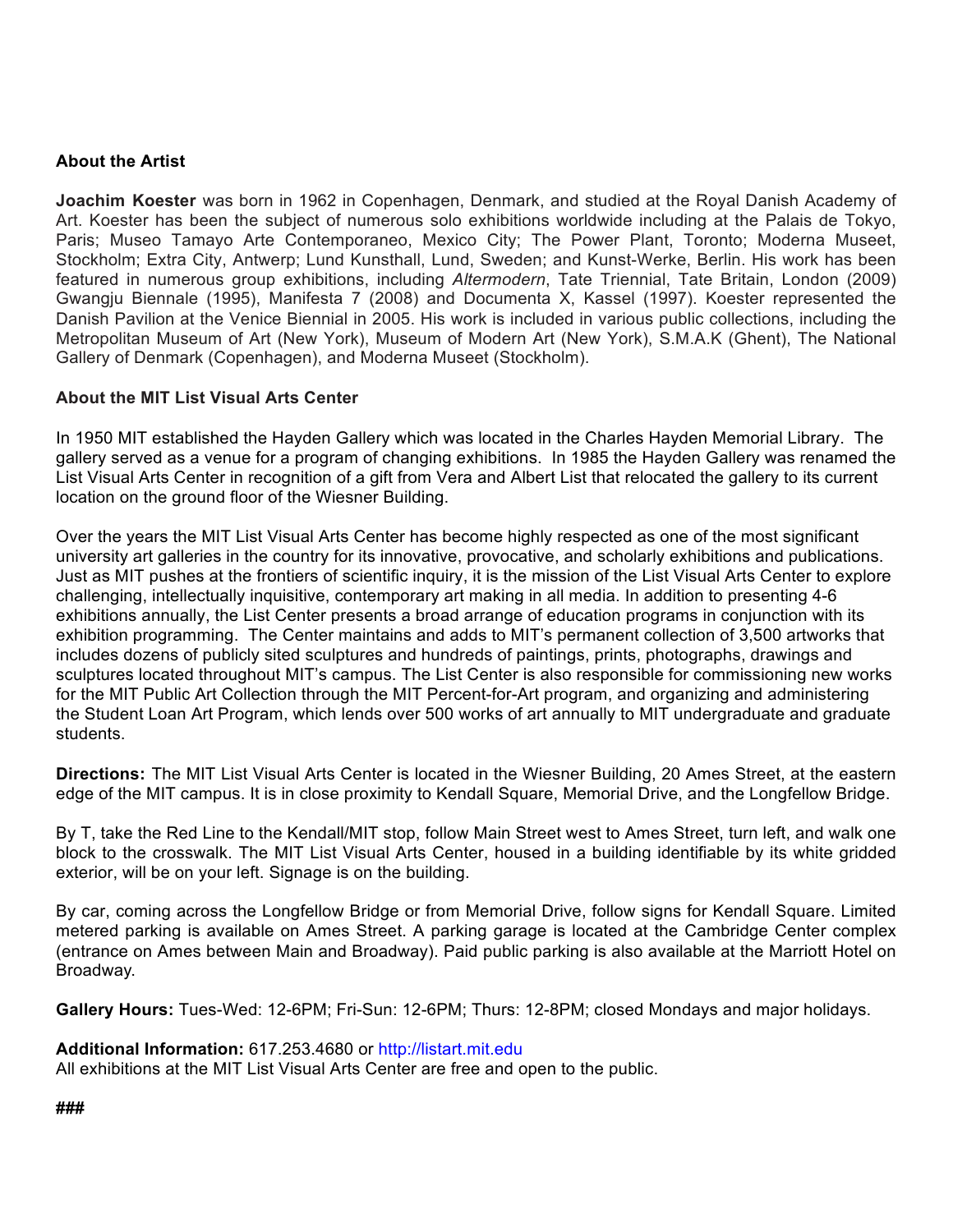**About the Artist**

**Joachim Koester** was born in 1962 in Copenhagen, Denmark, and studied at the Royal Danish Academy of Art. Koester has been the subject of numerous solo exhibitions worldwide including at the Palais de Tokyo, Paris; Museo Tamayo Arte Contemporaneo, Mexico City; The Power Plant, Toronto; Moderna Museet, Stockholm; Extra City, Antwerp; Lund Kunsthall, Lund, Sweden; and Kunst-Werke, Berlin. His work has been featured in numerous group exhibitions, including *Altermodern*, Tate Triennial, Tate Britain, London (2009) Gwangju Biennale (1995), Manifesta 7 (2008) and Documenta X, Kassel (1997). Koester represented the Danish Pavilion at the Venice Biennial in 2005. His work is included in various public collections, including the Metropolitan Museum of Art (New York), Museum of Modern Art (New York), S.M.A.K (Ghent), The National Gallery of Denmark (Copenhagen), and Moderna Museet (Stockholm).

**About the MIT List Visual Arts Center**

In 1950 MIT established the Hayden Gallery which was located in the Charles Hayden Memorial Library. The gallery served as a venue for a program of changing exhibitions. In 1985 the Hayden Gallery was renamed the List Visual Arts Center in recognition of a gift from Vera and Albert List that relocated the gallery to its current location on the ground floor of the Wiesner Building.

Over the years the MIT List Visual Arts Center has become highly respected as one of the most significant university art galleries in the country for its innovative, provocative, and scholarly exhibitions and publications. Just as MIT pushes at the frontiers of scientific inquiry, it is the mission of the List Visual Arts Center to explore challenging, intellectually inquisitive, contemporary art making in all media. In addition to presenting 4-6 exhibitions annually, the List Center presents a broad arrange of education programs in conjunction with its exhibition programming. The Center maintains and adds to MIT's permanent collection of 3,500 artworks that includes dozens of publicly sited sculptures and hundreds of paintings, prints, photographs, drawings and sculptures located throughout MIT's campus. The List Center is also responsible for commissioning new works for the MIT Public Art Collection through the MIT Percent-for-Art program, and organizing and administering the Student Loan Art Program, which lends over 500 works of art annually to MIT undergraduate and graduate students.

**Directions:** The MIT List Visual Arts Center is located in the Wiesner Building, 20 Ames Street, at the eastern edge of the MIT campus. It is in close proximity to Kendall Square, Memorial Drive, and the Longfellow Bridge.

By T, take the Red Line to the Kendall/MIT stop, follow Main Street west to Ames Street, turn left, and walk one block to the crosswalk. The MIT List Visual Arts Center, housed in a building identifiable by its white gridded exterior, will be on your left. Signage is on the building.

By car, coming across the Longfellow Bridge or from Memorial Drive, follow signs for Kendall Square. Limited metered parking is available on Ames Street. A parking garage is located at the Cambridge Center complex (entrance on Ames between Main and Broadway). Paid public parking is also available at the Marriott Hotel on Broadway.

**Gallery Hours:** Tues-Wed: 12-6PM; Fri-Sun: 12-6PM; Thurs: 12-8PM; closed Mondays and major holidays.

**Additional Information:** 617.253.4680 or http://listart.mit.edu
All exhibitions at the MIT List Visual Arts Center are free and open to the public.

**###**